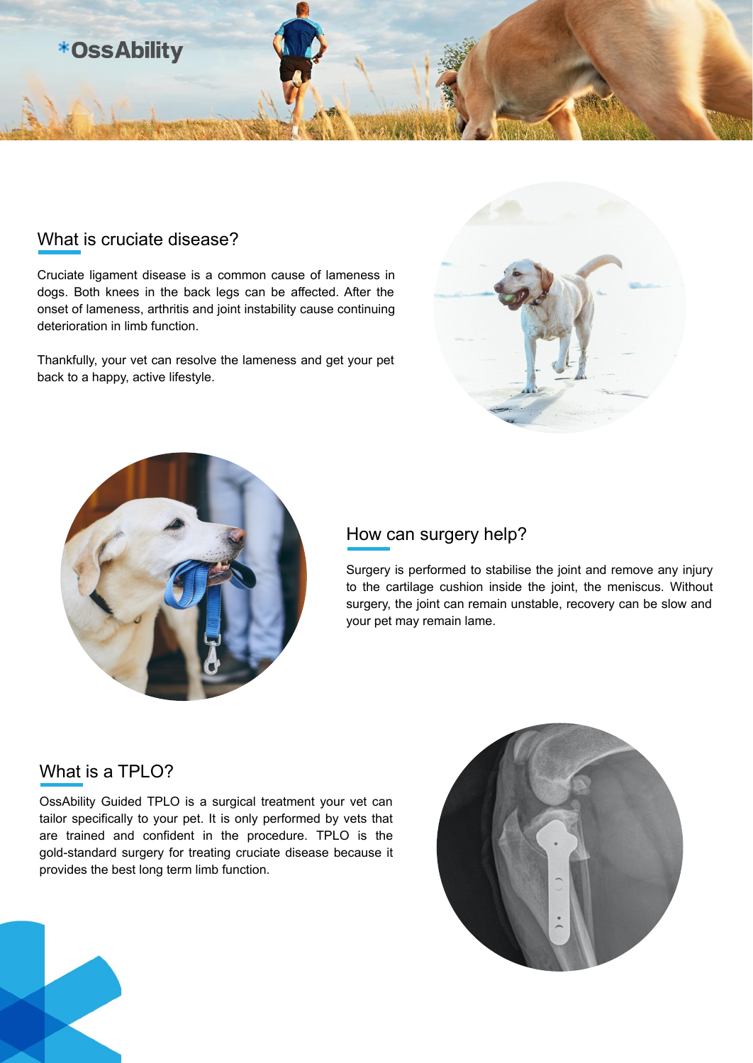*OssAbility

## What is cruciate disease?

Cruciate ligament disease is a common cause of lameness in dogs. Both knees in the back legs can be affected. After the onset of lameness, arthritis and joint instability cause continuing deterioration in limb function.

Thankfully, your vet can resolve the lameness and get your pet back to a happy, active lifestyle.

## How can surgery help?

Surgery is performed to stabilise the joint and remove any injury to the cartilage cushion inside the joint, the meniscus. Without surgery, the joint can remain unstable, recovery can be slow and your pet may remain lame.

## What is a TPLO?

OssAbility Guided TPLO is a surgical treatment your vet can tailor specifically to your pet. It is only performed by vets that are trained and confident in the procedure. TPLO is the gold-standard surgery for treating cruciate disease because it provides the best long term limb function.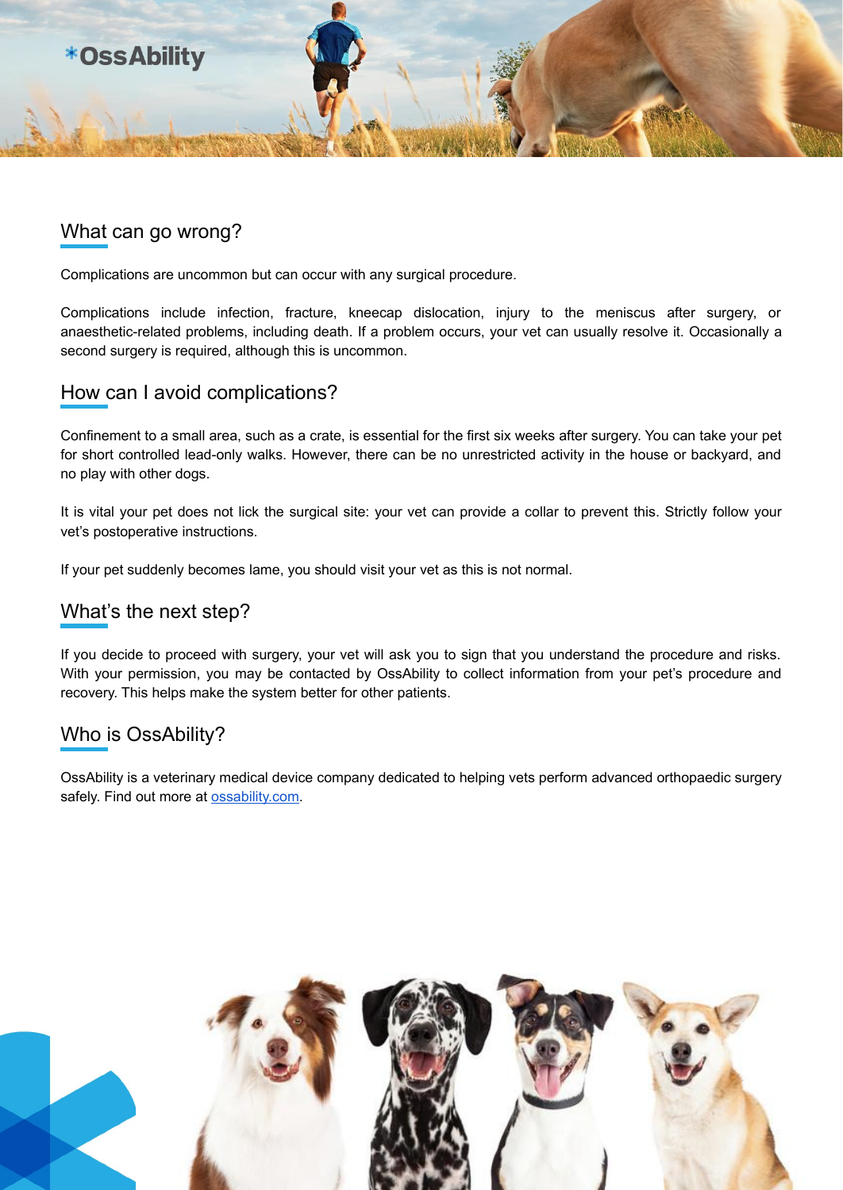## What can go wrong?

Complications are uncommon but can occur with any surgical procedure.

Complications include infection, fracture, kneecap dislocation, injury to the meniscus after surgery, or anaesthetic-related problems, including death. If a problem occurs, your vet can usually resolve it. Occasionally a second surgery is required, although this is uncommon.

## How can I avoid complications?

Confinement to a small area, such as a crate, is essential for the first six weeks after surgery. You can take your pet for short controlled lead-only walks. However, there can be no unrestricted activity in the house or backyard, and no play with other dogs.

It is vital your pet does not lick the surgical site: your vet can provide a collar to prevent this. Strictly follow your vet's postoperative instructions.

If your pet suddenly becomes lame, you should visit your vet as this is not normal.

## What's the next step?

If you decide to proceed with surgery, your vet will ask you to sign that you understand the procedure and risks. With your permission, you may be contacted by OssAbility to collect information from your pet's procedure and recovery. This helps make the system better for other patients.

## Who is OssAbility?

OssAbility is a veterinary medical device company dedicated to helping vets perform advanced orthopaedic surgery safely. Find out more at [ossability.com](https://ossability.com).